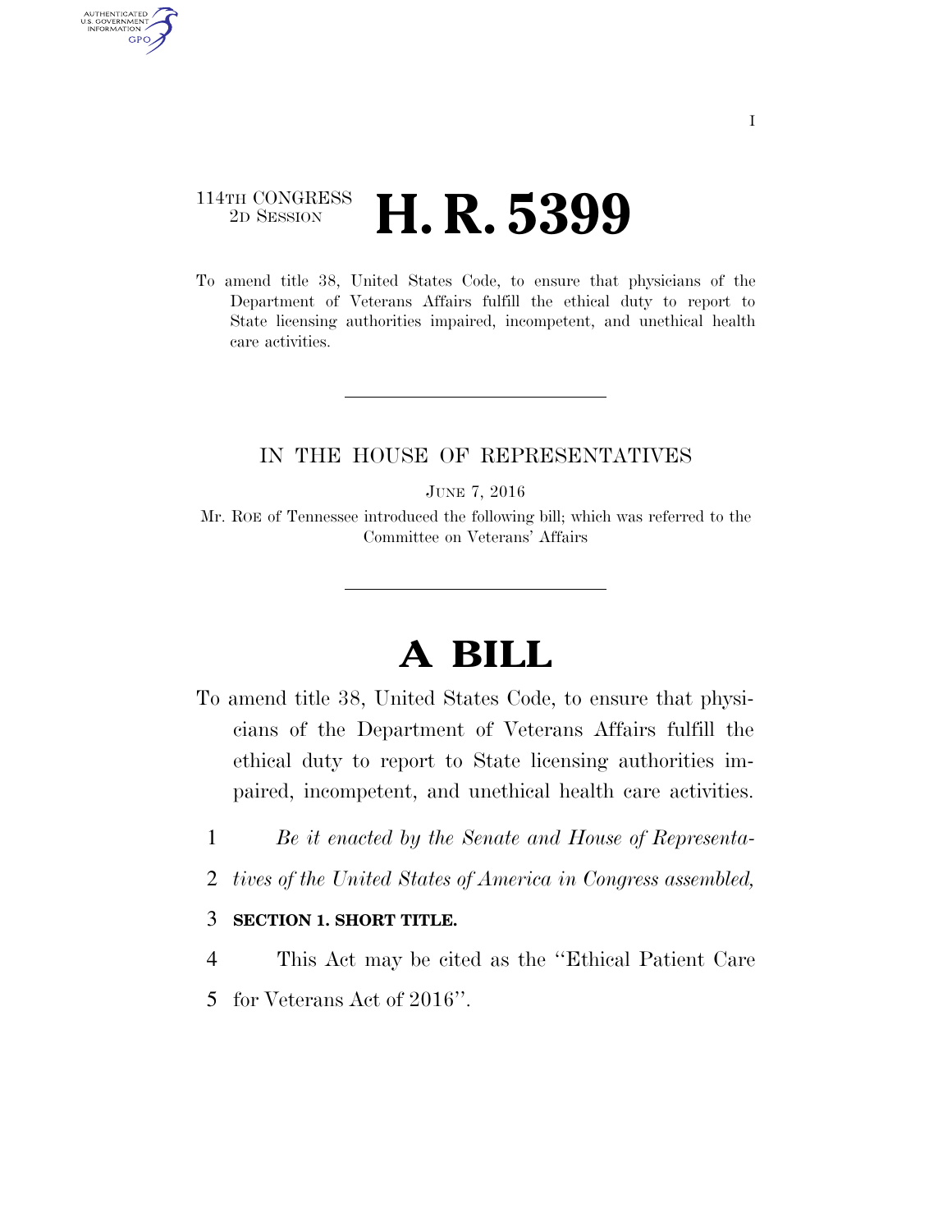114TH CONGRESS
2D SESSION

# H. R. 5399

To amend title 38, United States Code, to ensure that physicians of the Department of Veterans Affairs fulfill the ethical duty to report to State licensing authorities impaired, incompetent, and unethical health care activities.

---

IN THE HOUSE OF REPRESENTATIVES

JUNE 7, 2016

Mr. ROE of Tennessee introduced the following bill; which was referred to the Committee on Veterans' Affairs

---

# A BILL

To amend title 38, United States Code, to ensure that physicians of the Department of Veterans Affairs fulfill the ethical duty to report to State licensing authorities impaired, incompetent, and unethical health care activities.

1 *Be it enacted by the Senate and House of Representa-*
2 *tives of the United States of America in Congress assembled,*

3 **SECTION 1. SHORT TITLE.**

4 This Act may be cited as the ''Ethical Patient Care
5 for Veterans Act of 2016''.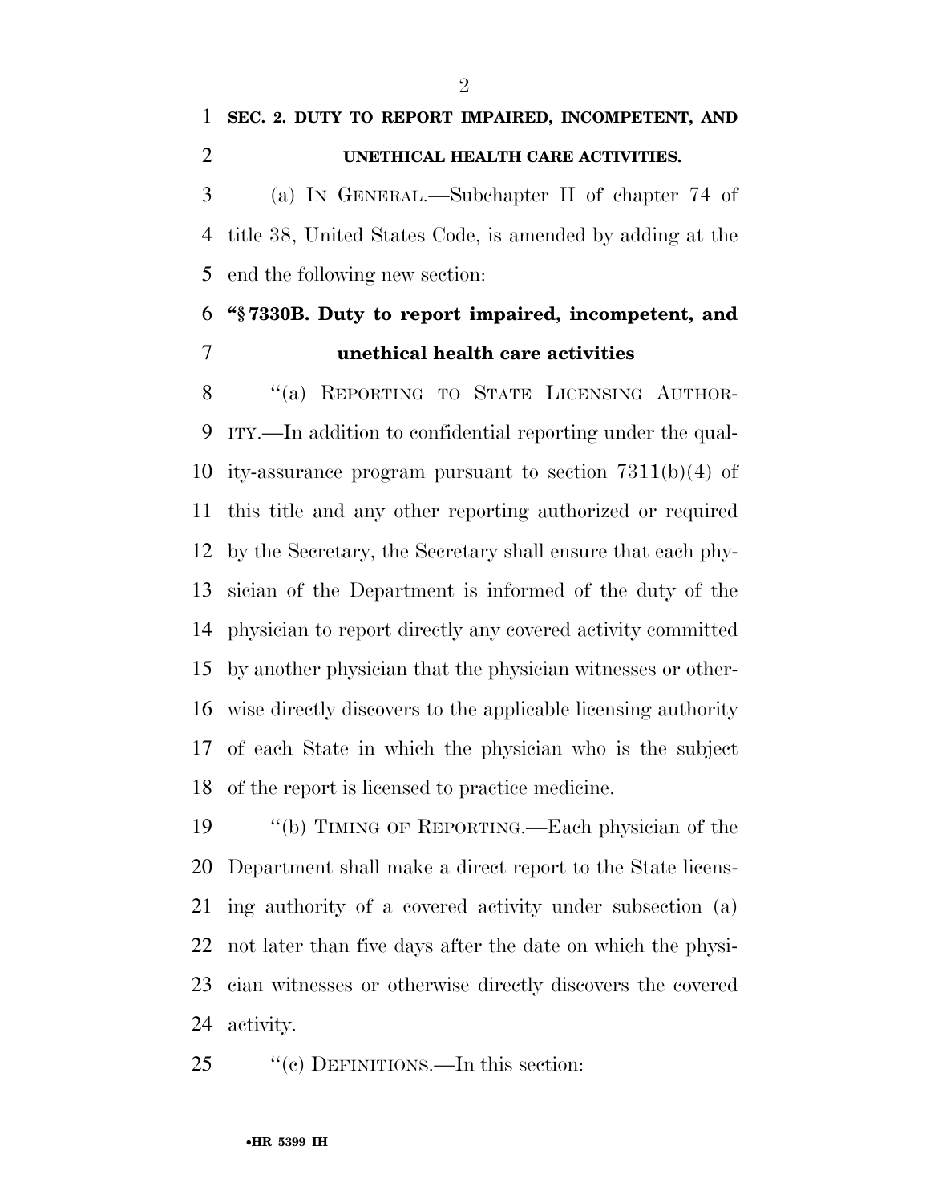**SEC. 2. DUTY TO REPORT IMPAIRED, INCOMPETENT, AND UNETHICAL HEALTH CARE ACTIVITIES.**

(a) IN GENERAL.—Subchapter II of chapter 74 of title 38, United States Code, is amended by adding at the end the following new section:

**"§ 7330B. Duty to report impaired, incompetent, and unethical health care activities**

"(a) REPORTING TO STATE LICENSING AUTHORITY.—In addition to confidential reporting under the quality-assurance program pursuant to section 7311(b)(4) of this title and any other reporting authorized or required by the Secretary, the Secretary shall ensure that each physician of the Department is informed of the duty of the physician to report directly any covered activity committed by another physician that the physician witnesses or otherwise directly discovers to the applicable licensing authority of each State in which the physician who is the subject of the report is licensed to practice medicine.

"(b) TIMING OF REPORTING.—Each physician of the Department shall make a direct report to the State licensing authority of a covered activity under subsection (a) not later than five days after the date on which the physician witnesses or otherwise directly discovers the covered activity.

"(c) DEFINITIONS.—In this section: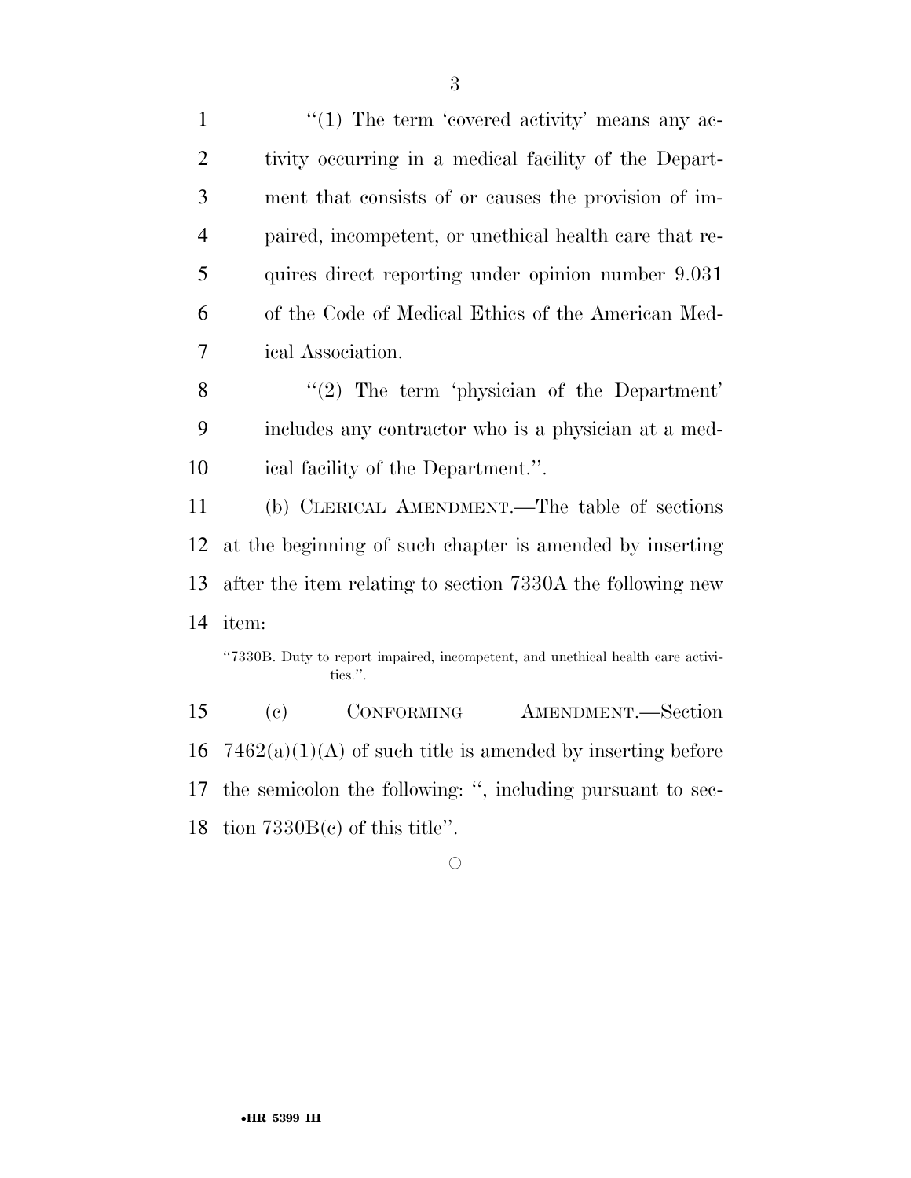"(1) The term 'covered activity' means any activity occurring in a medical facility of the Department that consists of or causes the provision of impaired, incompetent, or unethical health care that requires direct reporting under opinion number 9.031 of the Code of Medical Ethics of the American Medical Association.

"(2) The term 'physician of the Department' includes any contractor who is a physician at a medical facility of the Department.".

(b) CLERICAL AMENDMENT.—The table of sections at the beginning of such chapter is amended by inserting after the item relating to section 7330A the following new item:

"7330B. Duty to report impaired, incompetent, and unethical health care activities.".

(c) CONFORMING AMENDMENT.—Section 7462(a)(1)(A) of such title is amended by inserting before the semicolon the following: ", including pursuant to section 7330B(c) of this title".